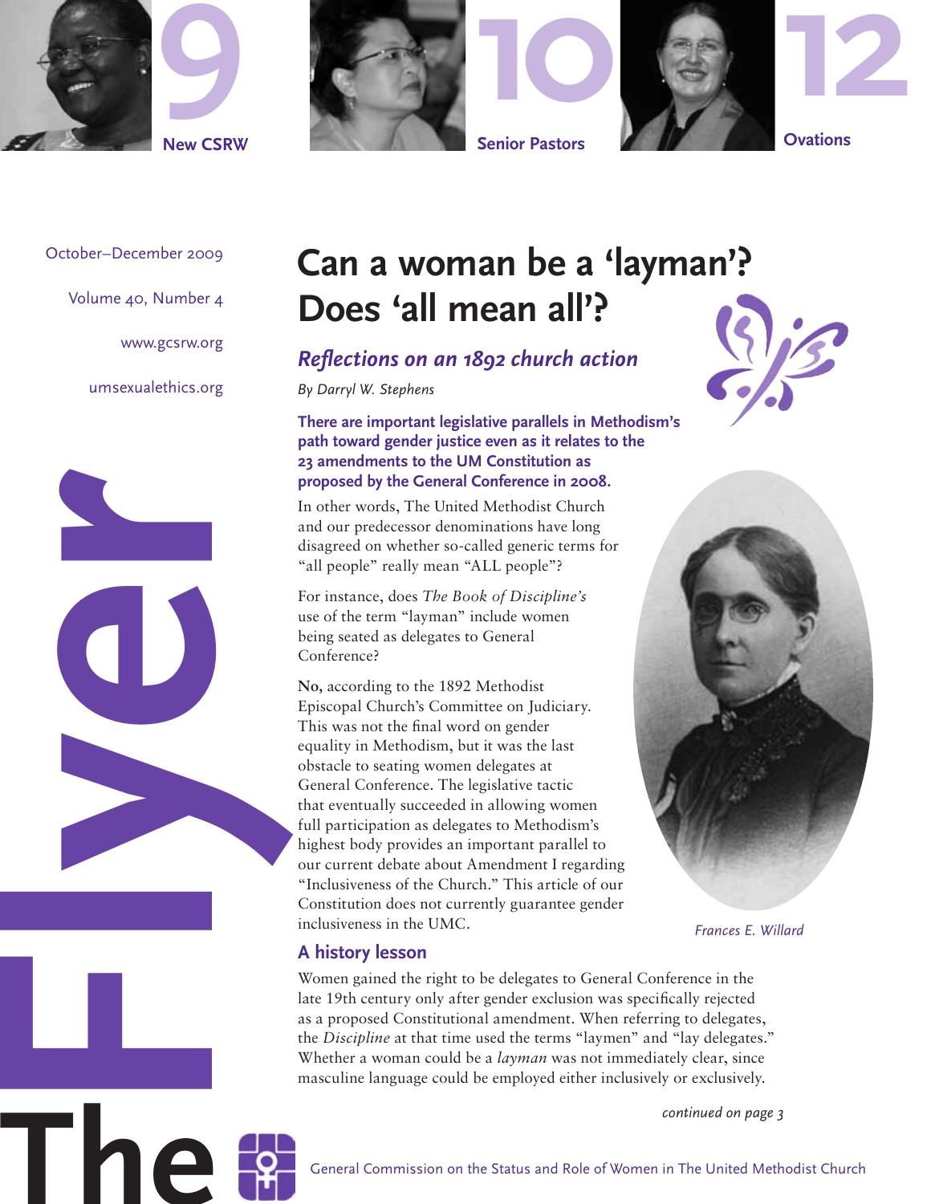9 New CSRW

10 Senior Pastors

12 Ovations

The Flyer

October–December 2009

Volume 40, Number 4

www.gcsrw.org

umsexualethics.org

# Can a woman be a 'layman'? Does 'all mean all'?

## *Reflections on an 1892 church action*

*By Darryl W. Stephens*

**There are important legislative parallels in Methodism's path toward gender justice even as it relates to the 23 amendments to the UM Constitution as proposed by the General Conference in 2008.**

In other words, The United Methodist Church and our predecessor denominations have long disagreed on whether so-called generic terms for "all people" really mean "ALL people"?

For instance, does *The Book of Discipline's* use of the term "layman" include women being seated as delegates to General Conference?

**No,** according to the 1892 Methodist Episcopal Church's Committee on Judiciary. This was not the final word on gender equality in Methodism, but it was the last obstacle to seating women delegates at General Conference. The legislative tactic that eventually succeeded in allowing women full participation as delegates to Methodism's highest body provides an important parallel to our current debate about Amendment I regarding "Inclusiveness of the Church." This article of our Constitution does not currently guarantee gender inclusiveness in the UMC.

*Frances E. Willard*

### A history lesson

Women gained the right to be delegates to General Conference in the late 19th century only after gender exclusion was specifically rejected as a proposed Constitutional amendment. When referring to delegates, the *Discipline* at that time used the terms "laymen" and "lay delegates." Whether a woman could be a *layman* was not immediately clear, since masculine language could be employed either inclusively or exclusively.

*continued on page 3*

General Commission on the Status and Role of Women in The United Methodist Church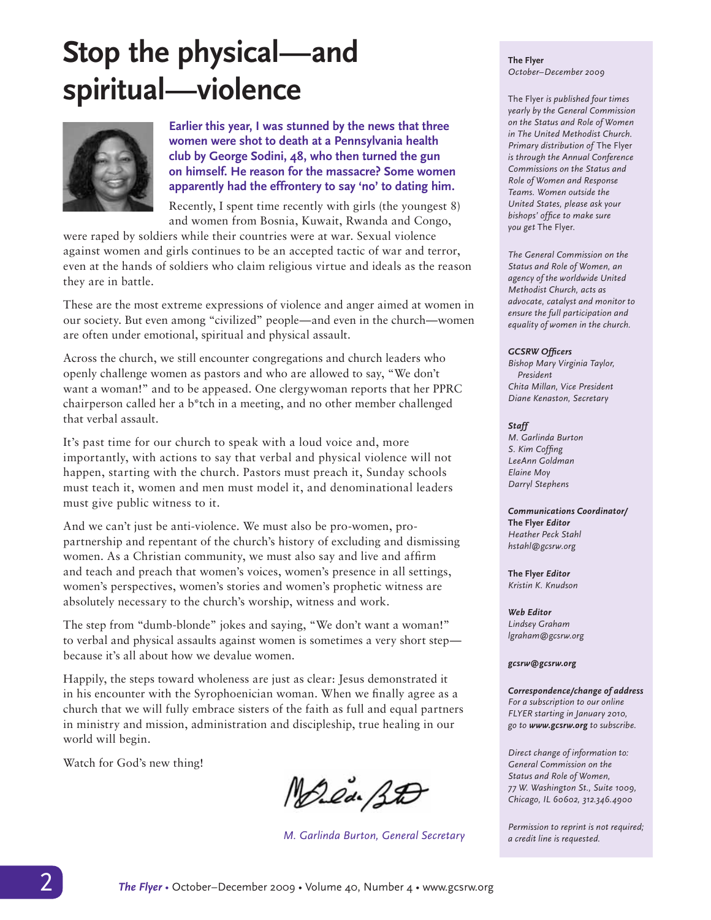# Stop the physical—and spiritual—violence

**Earlier this year, I was stunned by the news that three women were shot to death at a Pennsylvania health club by George Sodini, 48, who then turned the gun on himself. He reason for the massacre? Some women apparently had the effrontery to say 'no' to dating him.**

Recently, I spent time recently with girls (the youngest 8) and women from Bosnia, Kuwait, Rwanda and Congo, were raped by soldiers while their countries were at war. Sexual violence against women and girls continues to be an accepted tactic of war and terror, even at the hands of soldiers who claim religious virtue and ideals as the reason they are in battle.

These are the most extreme expressions of violence and anger aimed at women in our society. But even among "civilized" people—and even in the church—women are often under emotional, spiritual and physical assault.

Across the church, we still encounter congregations and church leaders who openly challenge women as pastors and who are allowed to say, "We don't want a woman!" and to be appeased. One clergywoman reports that her PPRC chairperson called her a b*tch in a meeting, and no other member challenged that verbal assault.

It's past time for our church to speak with a loud voice and, more importantly, with actions to say that verbal and physical violence will not happen, starting with the church. Pastors must preach it, Sunday schools must teach it, women and men must model it, and denominational leaders must give public witness to it.

And we can't just be anti-violence. We must also be pro-women, pro-partnership and repentant of the church's history of excluding and dismissing women. As a Christian community, we must also say and live and affirm and teach and preach that women's voices, women's presence in all settings, women's perspectives, women's stories and women's prophetic witness are absolutely necessary to the church's worship, witness and work.

The step from "dumb-blonde" jokes and saying, "We don't want a woman!" to verbal and physical assaults against women is sometimes a very short step—because it's all about how we devalue women.

Happily, the steps toward wholeness are just as clear: Jesus demonstrated it in his encounter with the Syrophoenician woman. When we finally agree as a church that we will fully embrace sisters of the faith as full and equal partners in ministry and mission, administration and discipleship, true healing in our world will begin.

Watch for God's new thing!

*M. Garlinda Burton, General Secretary*

---

**The Flyer**
*October–December 2009*

*The Flyer is published four times yearly by the General Commission on the Status and Role of Women in The United Methodist Church. Primary distribution of The Flyer is through the Annual Conference Commissions on the Status and Role of Women and Response Teams. Women outside the United States, please ask your bishops' office to make sure you get The Flyer.*

*The General Commission on the Status and Role of Women, an agency of the worldwide United Methodist Church, acts as advocate, catalyst and monitor to ensure the full participation and equality of women in the church.*

***GCSRW Officers***
*Bishop Mary Virginia Taylor, President*
*Chita Millan, Vice President*
*Diane Kenaston, Secretary*

***Staff***
*M. Garlinda Burton*
*S. Kim Coffing*
*LeeAnn Goldman*
*Elaine Moy*
*Darryl Stephens*

***Communications Coordinator/ The Flyer Editor***
*Heather Peck Stahl*
*hstahl@gcsrw.org*

***The Flyer Editor***
*Kristin K. Knudson*

***Web Editor***
*Lindsey Graham*
*lgraham@gcsrw.org*

***gcsrw@gcsrw.org***

***Correspondence/change of address***
*For a subscription to our online FLYER starting in January 2010, go to **www.gcsrw.org** to subscribe.*

*Direct change of information to: General Commission on the Status and Role of Women, 77 W. Washington St., Suite 1009, Chicago, IL 60602, 312.346.4900*

*Permission to reprint is not required; a credit line is requested.*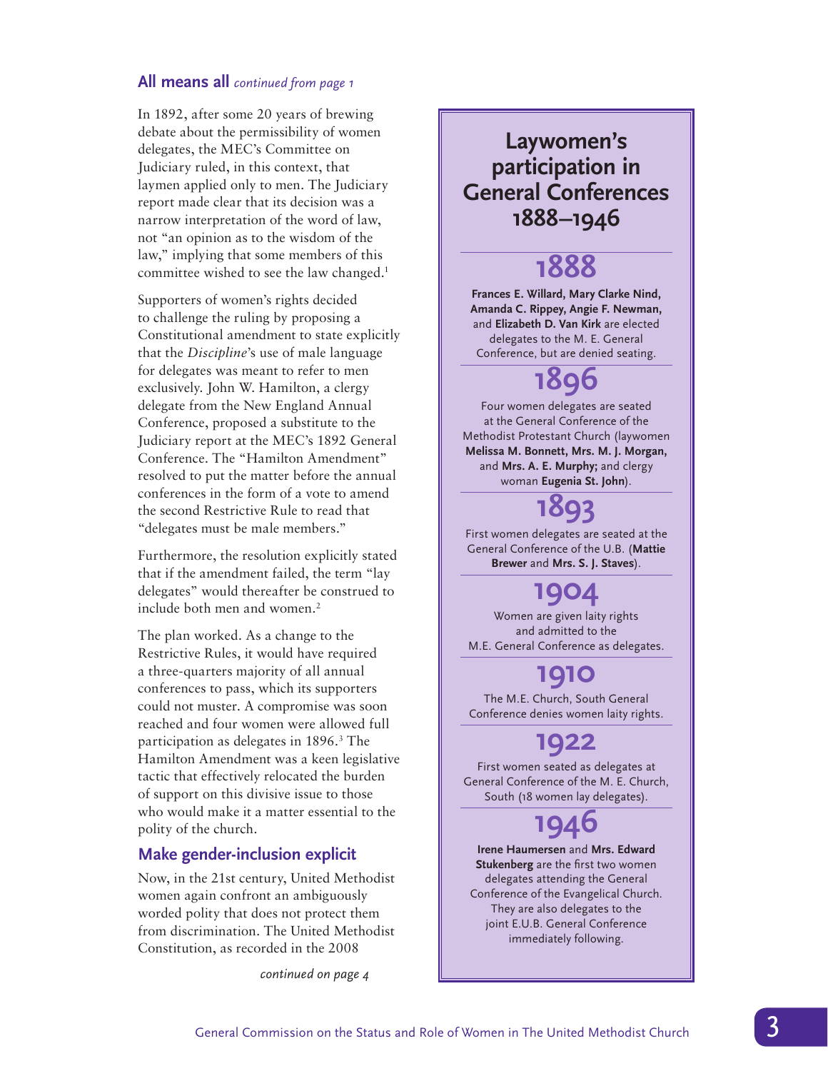## All means all *continued from page 1*

In 1892, after some 20 years of brewing debate about the permissibility of women delegates, the MEC's Committee on Judiciary ruled, in this context, that laymen applied only to men. The Judiciary report made clear that its decision was a narrow interpretation of the word of law, not "an opinion as to the wisdom of the law," implying that some members of this committee wished to see the law changed.[1]

Supporters of women's rights decided to challenge the ruling by proposing a Constitutional amendment to state explicitly that the *Discipline*'s use of male language for delegates was meant to refer to men exclusively. John W. Hamilton, a clergy delegate from the New England Annual Conference, proposed a substitute to the Judiciary report at the MEC's 1892 General Conference. The "Hamilton Amendment" resolved to put the matter before the annual conferences in the form of a vote to amend the second Restrictive Rule to read that "delegates must be male members."

Furthermore, the resolution explicitly stated that if the amendment failed, the term "lay delegates" would thereafter be construed to include both men and women.[2]

The plan worked. As a change to the Restrictive Rules, it would have required a three-quarters majority of all annual conferences to pass, which its supporters could not muster. A compromise was soon reached and four women were allowed full participation as delegates in 1896.[3] The Hamilton Amendment was a keen legislative tactic that effectively relocated the burden of support on this divisive issue to those who would make it a matter essential to the polity of the church.

### Make gender-inclusion explicit

Now, in the 21st century, United Methodist women again confront an ambiguously worded polity that does not protect them from discrimination. The United Methodist Constitution, as recorded in the 2008

*continued on page 4*

## Laywomen's participation in General Conferences 1888–1946

### 1888

**Frances E. Willard, Mary Clarke Nind, Amanda C. Rippey, Angie F. Newman,** and **Elizabeth D. Van Kirk** are elected delegates to the M. E. General Conference, but are denied seating.

### 1896

Four women delegates are seated at the General Conference of the Methodist Protestant Church (laywomen **Melissa M. Bonnett, Mrs. M. J. Morgan,** and **Mrs. A. E. Murphy;** and clergy woman **Eugenia St. John**).

### 1893

First women delegates are seated at the General Conference of the U.B. (**Mattie Brewer** and **Mrs. S. J. Staves**).

### 1904

Women are given laity rights and admitted to the M.E. General Conference as delegates.

### 1910

The M.E. Church, South General Conference denies women laity rights.

### 1922

First women seated as delegates at General Conference of the M. E. Church, South (18 women lay delegates).

### 1946

**Irene Haumersen** and **Mrs. Edward Stukenberg** are the first two women delegates attending the General Conference of the Evangelical Church. They are also delegates to the joint E.U.B. General Conference immediately following.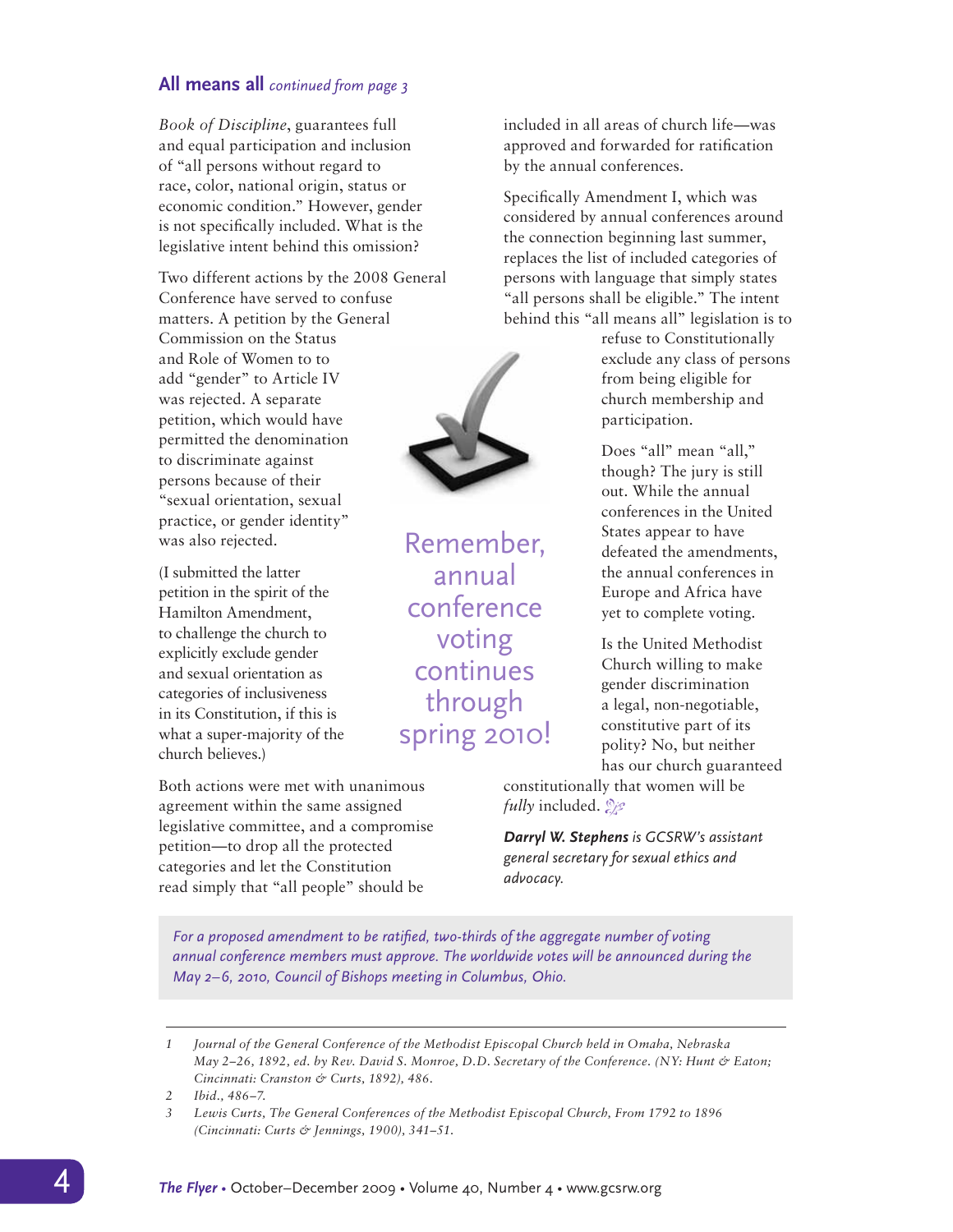## All means all *continued from page 3*

*Book of Discipline*, guarantees full and equal participation and inclusion of "all persons without regard to race, color, national origin, status or economic condition." However, gender is not specifically included. What is the legislative intent behind this omission?

Two different actions by the 2008 General Conference have served to confuse matters. A petition by the General Commission on the Status and Role of Women to to add "gender" to Article IV was rejected. A separate petition, which would have permitted the denomination to discriminate against persons because of their "sexual orientation, sexual practice, or gender identity" was also rejected.

(I submitted the latter petition in the spirit of the Hamilton Amendment, to challenge the church to explicitly exclude gender and sexual orientation as categories of inclusiveness in its Constitution, if this is what a super-majority of the church believes.)

Both actions were met with unanimous agreement within the same assigned legislative committee, and a compromise petition—to drop all the protected categories and let the Constitution read simply that "all people" should be included in all areas of church life—was approved and forwarded for ratification by the annual conferences.

Specifically Amendment I, which was considered by annual conferences around the connection beginning last summer, replaces the list of included categories of persons with language that simply states "all persons shall be eligible." The intent behind this "all means all" legislation is to refuse to Constitutionally exclude any class of persons from being eligible for church membership and participation.

Remember, annual conference voting continues through spring 2010!

Does "all" mean "all," though? The jury is still out. While the annual conferences in the United States appear to have defeated the amendments, the annual conferences in Europe and Africa have yet to complete voting.

Is the United Methodist Church willing to make gender discrimination a legal, non-negotiable, constitutive part of its polity? No, but neither has our church guaranteed constitutionally that women will be *fully* included.

***Darryl W. Stephens** is GCSRW's assistant general secretary for sexual ethics and advocacy.*

*For a proposed amendment to be ratified, two-thirds of the aggregate number of voting annual conference members must approve. The worldwide votes will be announced during the May 2–6, 2010, Council of Bishops meeting in Columbus, Ohio.*

---

1 *Journal of the General Conference of the Methodist Episcopal Church held in Omaha, Nebraska May 2–26, 1892, ed. by Rev. David S. Monroe, D.D. Secretary of the Conference. (NY: Hunt & Eaton; Cincinnati: Cranston & Curts, 1892), 486.*

2 *Ibid., 486–7.*

3 *Lewis Curts, The General Conferences of the Methodist Episcopal Church, From 1792 to 1896 (Cincinnati: Curts & Jennings, 1900), 341–51.*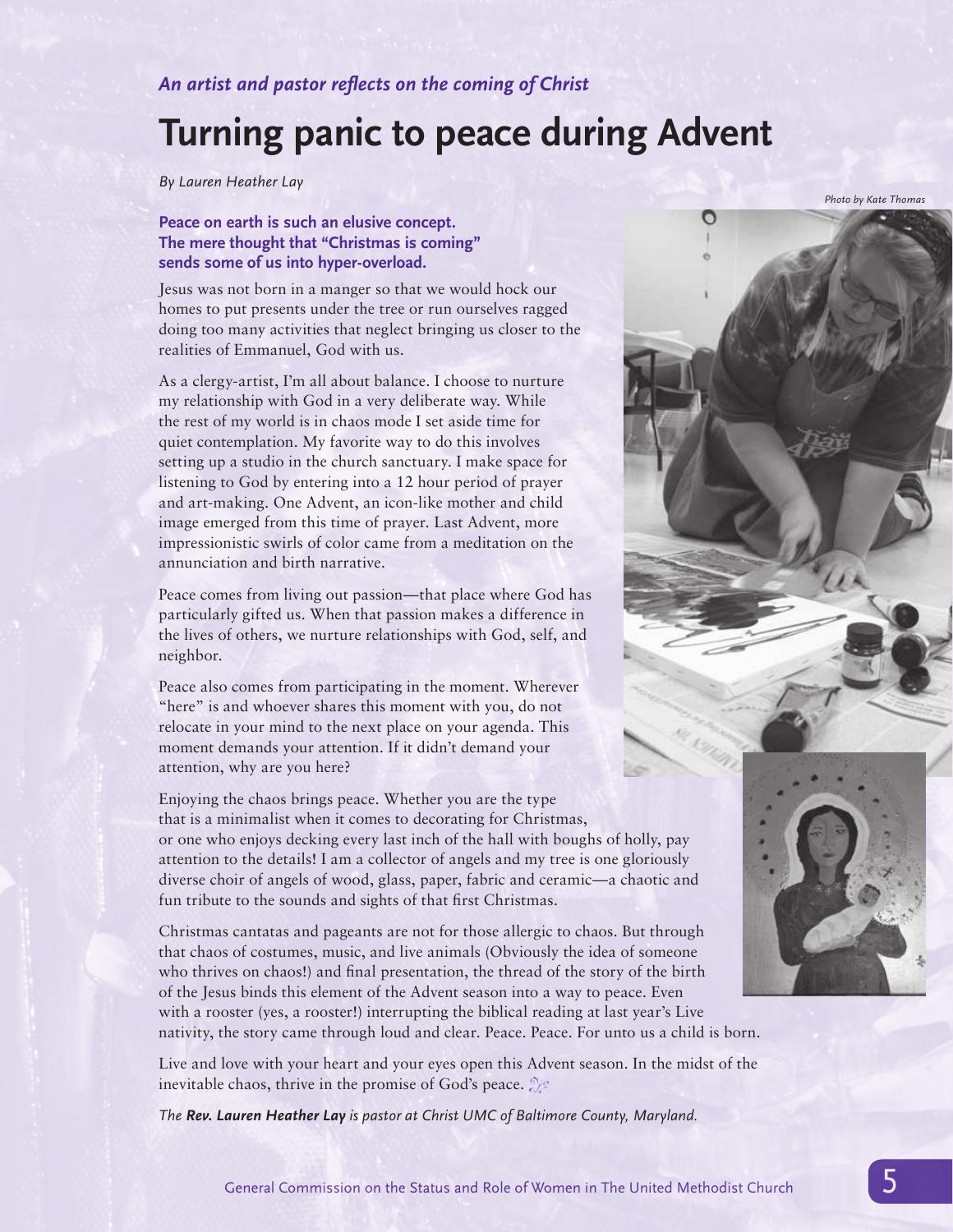*An artist and pastor reflects on the coming of Christ*

# Turning panic to peace during Advent

*By Lauren Heather Lay*

*Photo by Kate Thomas*

**Peace on earth is such an elusive concept. The mere thought that "Christmas is coming" sends some of us into hyper-overload.**

Jesus was not born in a manger so that we would hock our homes to put presents under the tree or run ourselves ragged doing too many activities that neglect bringing us closer to the realities of Emmanuel, God with us.

As a clergy-artist, I'm all about balance. I choose to nurture my relationship with God in a very deliberate way. While the rest of my world is in chaos mode I set aside time for quiet contemplation. My favorite way to do this involves setting up a studio in the church sanctuary. I make space for listening to God by entering into a 12 hour period of prayer and art-making. One Advent, an icon-like mother and child image emerged from this time of prayer. Last Advent, more impressionistic swirls of color came from a meditation on the annunciation and birth narrative.

Peace comes from living out passion—that place where God has particularly gifted us. When that passion makes a difference in the lives of others, we nurture relationships with God, self, and neighbor.

Peace also comes from participating in the moment. Wherever "here" is and whoever shares this moment with you, do not relocate in your mind to the next place on your agenda. This moment demands your attention. If it didn't demand your attention, why are you here?

Enjoying the chaos brings peace. Whether you are the type that is a minimalist when it comes to decorating for Christmas, or one who enjoys decking every last inch of the hall with boughs of holly, pay attention to the details! I am a collector of angels and my tree is one gloriously diverse choir of angels of wood, glass, paper, fabric and ceramic—a chaotic and fun tribute to the sounds and sights of that first Christmas.

Christmas cantatas and pageants are not for those allergic to chaos. But through that chaos of costumes, music, and live animals (Obviously the idea of someone who thrives on chaos!) and final presentation, the thread of the story of the birth of the Jesus binds this element of the Advent season into a way to peace. Even with a rooster (yes, a rooster!) interrupting the biblical reading at last year's Live nativity, the story came through loud and clear. Peace. Peace. For unto us a child is born.

Live and love with your heart and your eyes open this Advent season. In the midst of the inevitable chaos, thrive in the promise of God's peace.

*The **Rev. Lauren Heather Lay** is pastor at Christ UMC of Baltimore County, Maryland.*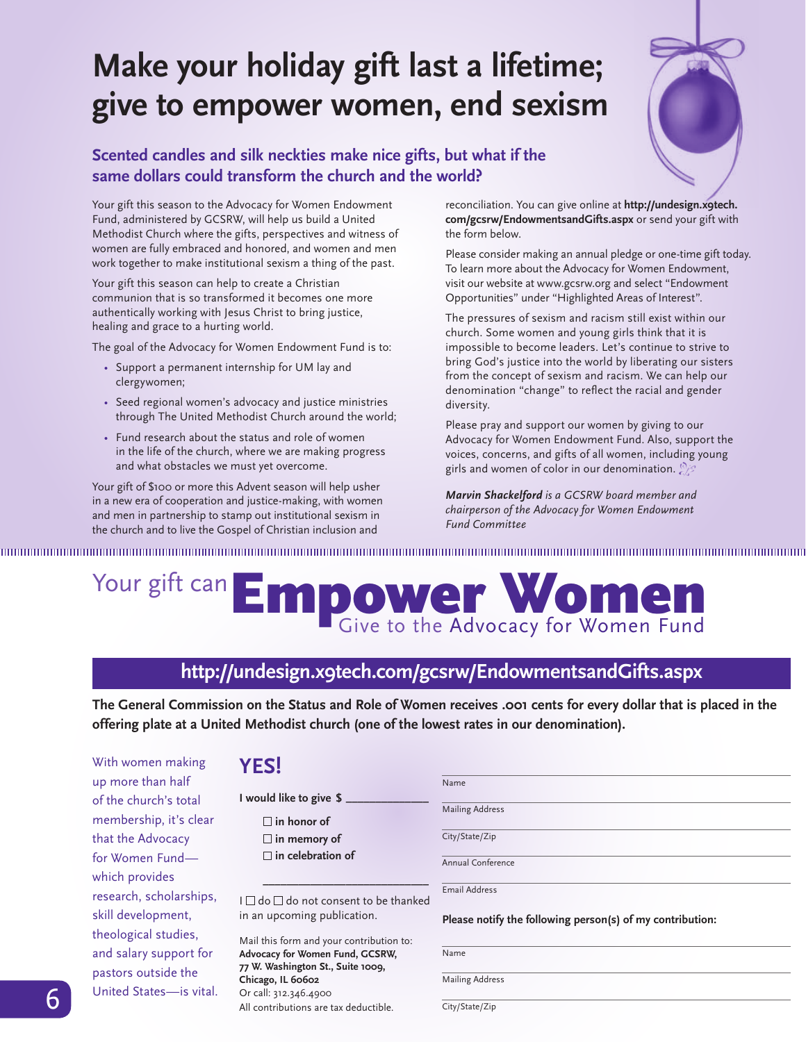# Make your holiday gift last a lifetime; give to empower women, end sexism

## Scented candles and silk neckties make nice gifts, but what if the same dollars could transform the church and the world?

Your gift this season to the Advocacy for Women Endowment Fund, administered by GCSRW, will help us build a United Methodist Church where the gifts, perspectives and witness of women are fully embraced and honored, and women and men work together to make institutional sexism a thing of the past.

Your gift this season can help to create a Christian communion that is so transformed it becomes one more authentically working with Jesus Christ to bring justice, healing and grace to a hurting world.

The goal of the Advocacy for Women Endowment Fund is to:

- Support a permanent internship for UM lay and clergywomen;
- Seed regional women's advocacy and justice ministries through The United Methodist Church around the world;
- Fund research about the status and role of women in the life of the church, where we are making progress and what obstacles we must yet overcome.

Your gift of $100 or more this Advent season will help usher in a new era of cooperation and justice-making, with women and men in partnership to stamp out institutional sexism in the church and to live the Gospel of Christian inclusion and reconciliation. You can give online at **http://undesign.x9tech.com/gcsrw/EndowmentsandGifts.aspx** or send your gift with the form below.

Please consider making an annual pledge or one-time gift today. To learn more about the Advocacy for Women Endowment, visit our website at www.gcsrw.org and select "Endowment Opportunities" under "Highlighted Areas of Interest".

The pressures of sexism and racism still exist within our church. Some women and young girls think that it is impossible to become leaders. Let's continue to strive to bring God's justice into the world by liberating our sisters from the concept of sexism and racism. We can help our denomination "change" to reflect the racial and gender diversity.

Please pray and support our women by giving to our Advocacy for Women Endowment Fund. Also, support the voices, concerns, and gifts of all women, including young girls and women of color in our denomination.

***Marvin Shackelford** is a GCSRW board member and chairperson of the Advocacy for Women Endowment Fund Committee*

---

# Your gift can Empower Women

Give to the Advocacy for Women Fund

## http://undesign.x9tech.com/gcsrw/EndowmentsandGifts.aspx

**The General Commission on the Status and Role of Women receives .001 cents for every dollar that is placed in the offering plate at a United Methodist church (one of the lowest rates in our denomination).**

With women making up more than half of the church's total membership, it's clear that the Advocacy for Women Fund—which provides research, scholarships, skill development, theological studies, and salary support for pastors outside the United States—is vital.

## YES!

**I would like to give $ ____________**

- ☐ **in honor of**
- ☐ **in memory of**
- ☐ **in celebration of**

______________________________

I ☐ do ☐ do not consent to be thanked in an upcoming publication.

Mail this form and your contribution to:
**Advocacy for Women Fund, GCSRW,**
**77 W. Washington St., Suite 1009,**
**Chicago, IL 60602**
Or call: 312.346.4900
All contributions are tax deductible.

Name ______________________________

Mailing Address ______________________________

City/State/Zip ______________________________

Annual Conference ______________________________

Email Address ______________________________

**Please notify the following person(s) of my contribution:**

Name ______________________________

Mailing Address ______________________________

City/State/Zip ______________________________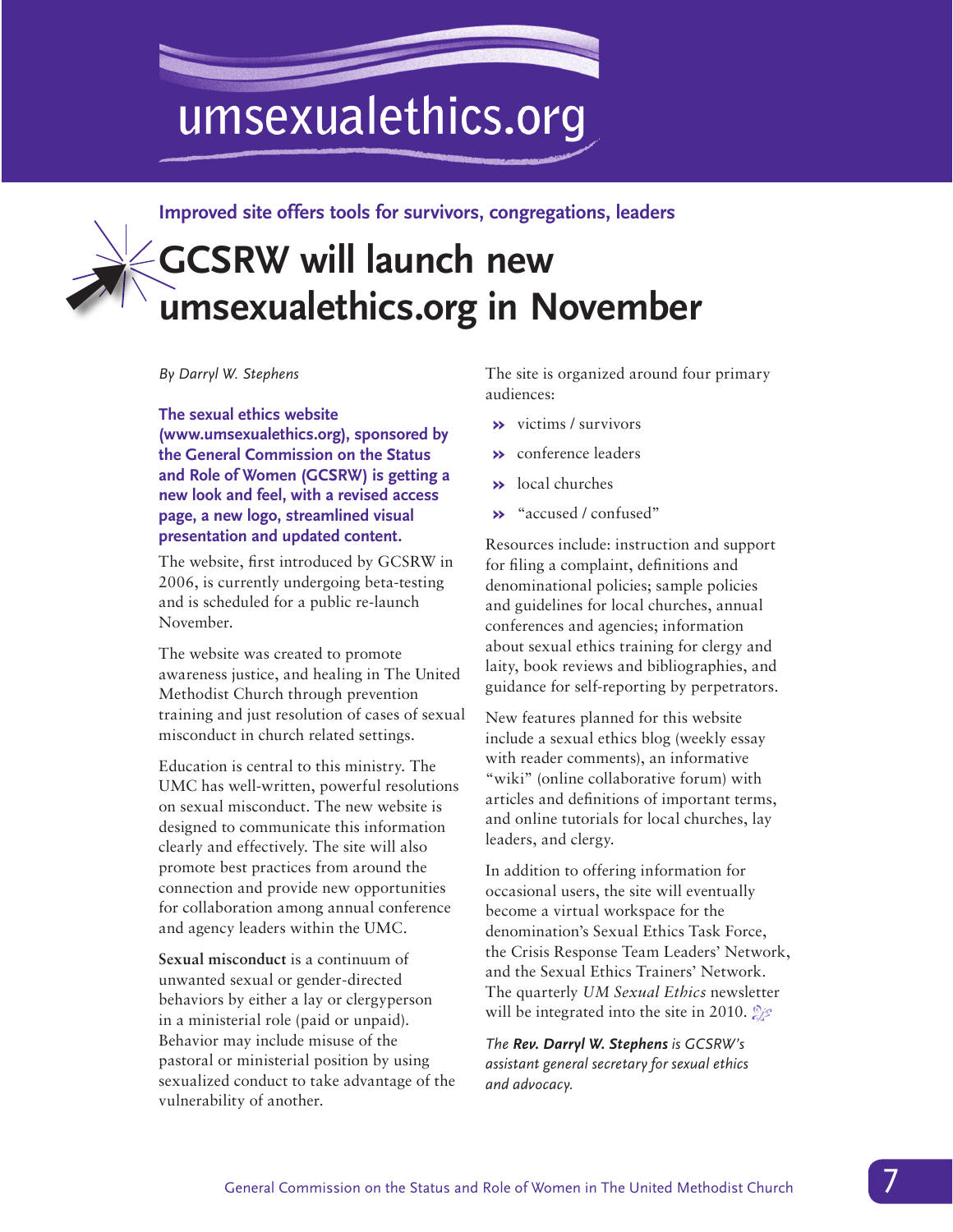# umsexualethics.org

**Improved site offers tools for survivors, congregations, leaders**

## GCSRW will launch new umsexualethics.org in November

*By Darryl W. Stephens*

**The sexual ethics website (www.umsexualethics.org), sponsored by the General Commission on the Status and Role of Women (GCSRW) is getting a new look and feel, with a revised access page, a new logo, streamlined visual presentation and updated content.**

The website, first introduced by GCSRW in 2006, is currently undergoing beta-testing and is scheduled for a public re-launch November.

The website was created to promote awareness justice, and healing in The United Methodist Church through prevention training and just resolution of cases of sexual misconduct in church related settings.

Education is central to this ministry. The UMC has well-written, powerful resolutions on sexual misconduct. The new website is designed to communicate this information clearly and effectively. The site will also promote best practices from around the connection and provide new opportunities for collaboration among annual conference and agency leaders within the UMC.

**Sexual misconduct** is a continuum of unwanted sexual or gender-directed behaviors by either a lay or clergyperson in a ministerial role (paid or unpaid). Behavior may include misuse of the pastoral or ministerial position by using sexualized conduct to take advantage of the vulnerability of another.

The site is organized around four primary audiences:

- victims / survivors
- conference leaders
- local churches
- "accused / confused"

Resources include: instruction and support for filing a complaint, definitions and denominational policies; sample policies and guidelines for local churches, annual conferences and agencies; information about sexual ethics training for clergy and laity, book reviews and bibliographies, and guidance for self-reporting by perpetrators.

New features planned for this website include a sexual ethics blog (weekly essay with reader comments), an informative "wiki" (online collaborative forum) with articles and definitions of important terms, and online tutorials for local churches, lay leaders, and clergy.

In addition to offering information for occasional users, the site will eventually become a virtual workspace for the denomination's Sexual Ethics Task Force, the Crisis Response Team Leaders' Network, and the Sexual Ethics Trainers' Network. The quarterly *UM Sexual Ethics* newsletter will be integrated into the site in 2010.

*The **Rev. Darryl W. Stephens** is GCSRW's assistant general secretary for sexual ethics and advocacy.*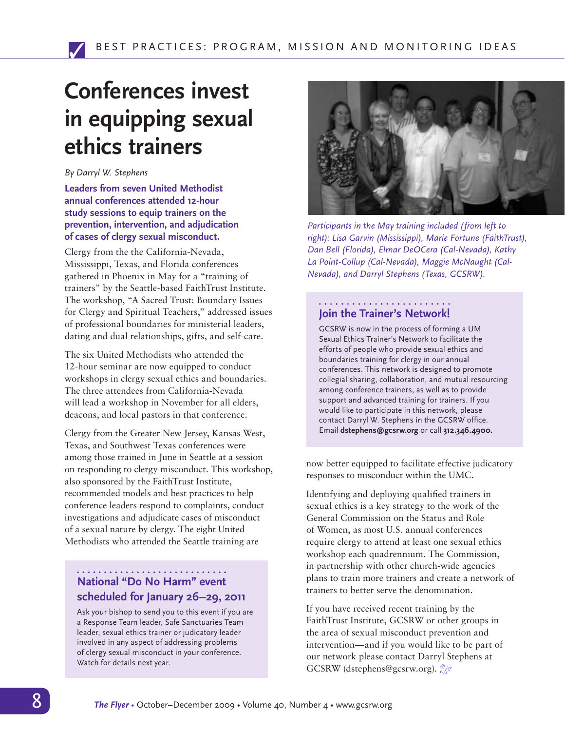# Conferences invest in equipping sexual ethics trainers

*By Darryl W. Stephens*

**Leaders from seven United Methodist annual conferences attended 12-hour study sessions to equip trainers on the prevention, intervention, and adjudication of cases of clergy sexual misconduct.**

Clergy from the the California-Nevada, Mississippi, Texas, and Florida conferences gathered in Phoenix in May for a "training of trainers" by the Seattle-based FaithTrust Institute. The workshop, "A Sacred Trust: Boundary Issues for Clergy and Spiritual Teachers," addressed issues of professional boundaries for ministerial leaders, dating and dual relationships, gifts, and self-care.

The six United Methodists who attended the 12-hour seminar are now equipped to conduct workshops in clergy sexual ethics and boundaries. The three attendees from California-Nevada will lead a workshop in November for all elders, deacons, and local pastors in that conference.

Clergy from the Greater New Jersey, Kansas West, Texas, and Southwest Texas conferences were among those trained in June in Seattle at a session on responding to clergy misconduct. This workshop, also sponsored by the FaithTrust Institute, recommended models and best practices to help conference leaders respond to complaints, conduct investigations and adjudicate cases of misconduct of a sexual nature by clergy. The eight United Methodists who attended the Seattle training are now better equipped to facilitate effective judicatory responses to misconduct within the UMC.

Identifying and deploying qualified trainers in sexual ethics is a key strategy to the work of the General Commission on the Status and Role of Women, as most U.S. annual conferences require clergy to attend at least one sexual ethics workshop each quadrennium. The Commission, in partnership with other church-wide agencies plans to train more trainers and create a network of trainers to better serve the denomination.

If you have received recent training by the FaithTrust Institute, GCSRW or other groups in the area of sexual misconduct prevention and intervention—and if you would like to be part of our network please contact Darryl Stephens at GCSRW (dstephens@gcsrw.org).

*Participants in the May training included (from left to right): Lisa Garvin (Mississippi), Marie Fortune (FaithTrust), Dan Bell (Florida), Elmar DeOCera (Cal-Nevada), Kathy La Point-Collup (Cal-Nevada), Maggie McNaught (Cal-Nevada), and Darryl Stephens (Texas, GCSRW).*

## Join the Trainer's Network!

GCSRW is now in the process of forming a UM Sexual Ethics Trainer's Network to facilitate the efforts of people who provide sexual ethics and boundaries training for clergy in our annual conferences. This network is designed to promote collegial sharing, collaboration, and mutual resourcing among conference trainers, as well as to provide support and advanced training for trainers. If you would like to participate in this network, please contact Darryl W. Stephens in the GCSRW office. Email **dstephens@gcsrw.org** or call **312.346.4900.**

## National "Do No Harm" event scheduled for January 26–29, 2011

Ask your bishop to send you to this event if you are a Response Team leader, Safe Sanctuaries Team leader, sexual ethics trainer or judicatory leader involved in any aspect of addressing problems of clergy sexual misconduct in your conference. Watch for details next year.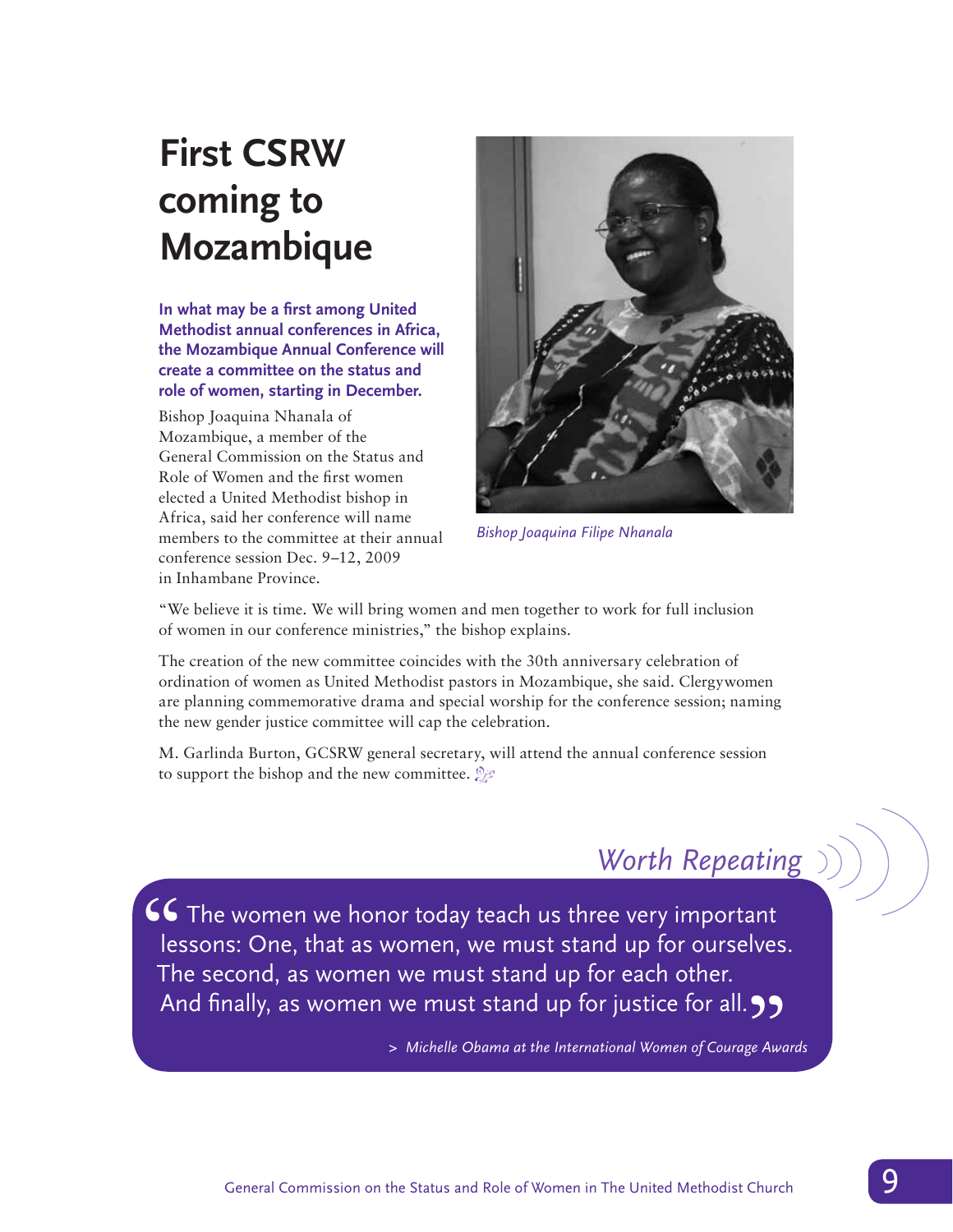# First CSRW coming to Mozambique

**In what may be a first among United Methodist annual conferences in Africa, the Mozambique Annual Conference will create a committee on the status and role of women, starting in December.**

Bishop Joaquina Nhanala of Mozambique, a member of the General Commission on the Status and Role of Women and the first women elected a United Methodist bishop in Africa, said her conference will name members to the committee at their annual conference session Dec. 9–12, 2009 in Inhambane Province.

*Bishop Joaquina Filipe Nhanala*

"We believe it is time. We will bring women and men together to work for full inclusion of women in our conference ministries," the bishop explains.

The creation of the new committee coincides with the 30th anniversary celebration of ordination of women as United Methodist pastors in Mozambique, she said. Clergywomen are planning commemorative drama and special worship for the conference session; naming the new gender justice committee will cap the celebration.

M. Garlinda Burton, GCSRW general secretary, will attend the annual conference session to support the bishop and the new committee.

## *Worth Repeating*

> "The women we honor today teach us three very important lessons: One, that as women, we must stand up for ourselves. The second, as women we must stand up for each other. And finally, as women we must stand up for justice for all."
>
> \> *Michelle Obama at the International Women of Courage Awards*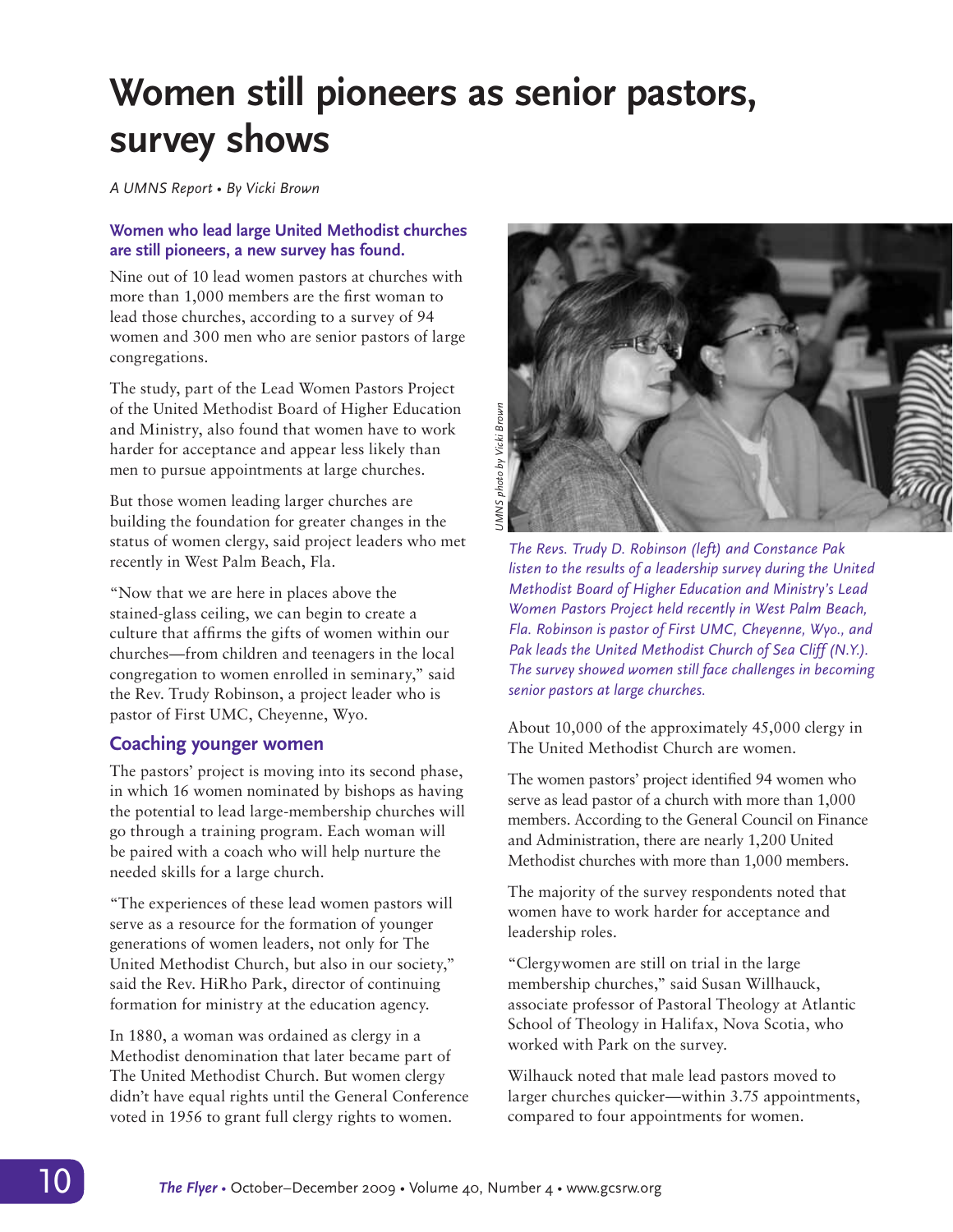# Women still pioneers as senior pastors, survey shows

*A UMNS Report • By Vicki Brown*

**Women who lead large United Methodist churches are still pioneers, a new survey has found.**

Nine out of 10 lead women pastors at churches with more than 1,000 members are the first woman to lead those churches, according to a survey of 94 women and 300 men who are senior pastors of large congregations.

The study, part of the Lead Women Pastors Project of the United Methodist Board of Higher Education and Ministry, also found that women have to work harder for acceptance and appear less likely than men to pursue appointments at large churches.

But those women leading larger churches are building the foundation for greater changes in the status of women clergy, said project leaders who met recently in West Palm Beach, Fla.

"Now that we are here in places above the stained-glass ceiling, we can begin to create a culture that affirms the gifts of women within our churches—from children and teenagers in the local congregation to women enrolled in seminary," said the Rev. Trudy Robinson, a project leader who is pastor of First UMC, Cheyenne, Wyo.

## Coaching younger women

The pastors' project is moving into its second phase, in which 16 women nominated by bishops as having the potential to lead large-membership churches will go through a training program. Each woman will be paired with a coach who will help nurture the needed skills for a large church.

"The experiences of these lead women pastors will serve as a resource for the formation of younger generations of women leaders, not only for The United Methodist Church, but also in our society," said the Rev. HiRho Park, director of continuing formation for ministry at the education agency.

In 1880, a woman was ordained as clergy in a Methodist denomination that later became part of The United Methodist Church. But women clergy didn't have equal rights until the General Conference voted in 1956 to grant full clergy rights to women.

*UMNS photo by Vicki Brown*

*The Revs. Trudy D. Robinson (left) and Constance Pak listen to the results of a leadership survey during the United Methodist Board of Higher Education and Ministry's Lead Women Pastors Project held recently in West Palm Beach, Fla. Robinson is pastor of First UMC, Cheyenne, Wyo., and Pak leads the United Methodist Church of Sea Cliff (N.Y.). The survey showed women still face challenges in becoming senior pastors at large churches.*

About 10,000 of the approximately 45,000 clergy in The United Methodist Church are women.

The women pastors' project identified 94 women who serve as lead pastor of a church with more than 1,000 members. According to the General Council on Finance and Administration, there are nearly 1,200 United Methodist churches with more than 1,000 members.

The majority of the survey respondents noted that women have to work harder for acceptance and leadership roles.

"Clergywomen are still on trial in the large membership churches," said Susan Willhauck, associate professor of Pastoral Theology at Atlantic School of Theology in Halifax, Nova Scotia, who worked with Park on the survey.

Wilhauck noted that male lead pastors moved to larger churches quicker—within 3.75 appointments, compared to four appointments for women.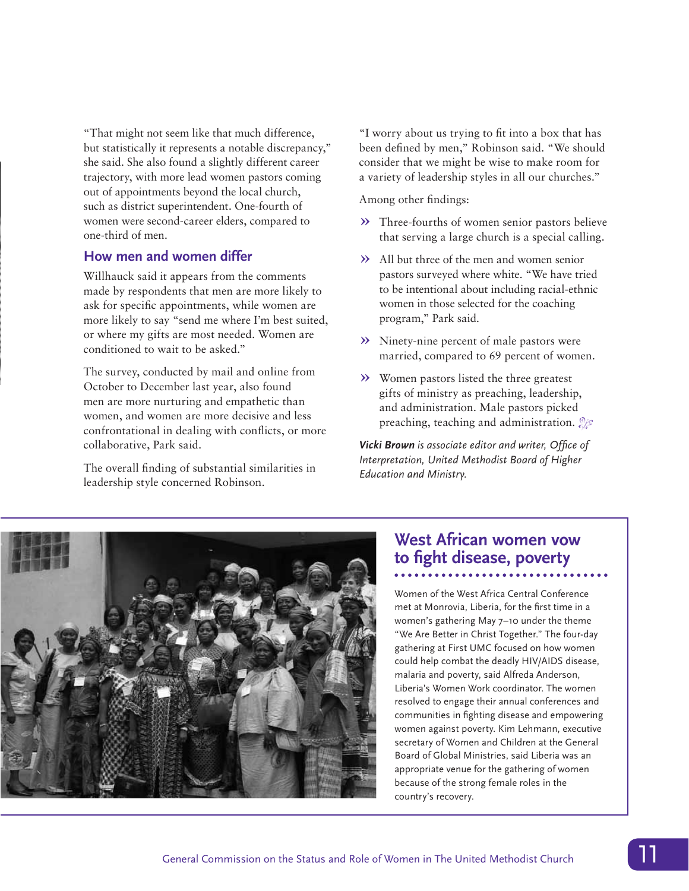"That might not seem like that much difference, but statistically it represents a notable discrepancy," she said. She also found a slightly different career trajectory, with more lead women pastors coming out of appointments beyond the local church, such as district superintendent. One-fourth of women were second-career elders, compared to one-third of men.

### How men and women differ

Willhauck said it appears from the comments made by respondents that men are more likely to ask for specific appointments, while women are more likely to say "send me where I'm best suited, or where my gifts are most needed. Women are conditioned to wait to be asked."

The survey, conducted by mail and online from October to December last year, also found men are more nurturing and empathetic than women, and women are more decisive and less confrontational in dealing with conflicts, or more collaborative, Park said.

The overall finding of substantial similarities in leadership style concerned Robinson.

"I worry about us trying to fit into a box that has been defined by men," Robinson said. "We should consider that we might be wise to make room for a variety of leadership styles in all our churches."

Among other findings:

- Three-fourths of women senior pastors believe that serving a large church is a special calling.
- All but three of the men and women senior pastors surveyed where white. "We have tried to be intentional about including racial-ethnic women in those selected for the coaching program," Park said.
- Ninety-nine percent of male pastors were married, compared to 69 percent of women.
- Women pastors listed the three greatest gifts of ministry as preaching, leadership, and administration. Male pastors picked preaching, teaching and administration.

***Vicki Brown** is associate editor and writer, Office of Interpretation, United Methodist Board of Higher Education and Ministry.*

## West African women vow to fight disease, poverty

Women of the West Africa Central Conference met at Monrovia, Liberia, for the first time in a women's gathering May 7–10 under the theme "We Are Better in Christ Together." The four-day gathering at First UMC focused on how women could help combat the deadly HIV/AIDS disease, malaria and poverty, said Alfreda Anderson, Liberia's Women Work coordinator. The women resolved to engage their annual conferences and communities in fighting disease and empowering women against poverty. Kim Lehmann, executive secretary of Women and Children at the General Board of Global Ministries, said Liberia was an appropriate venue for the gathering of women because of the strong female roles in the country's recovery.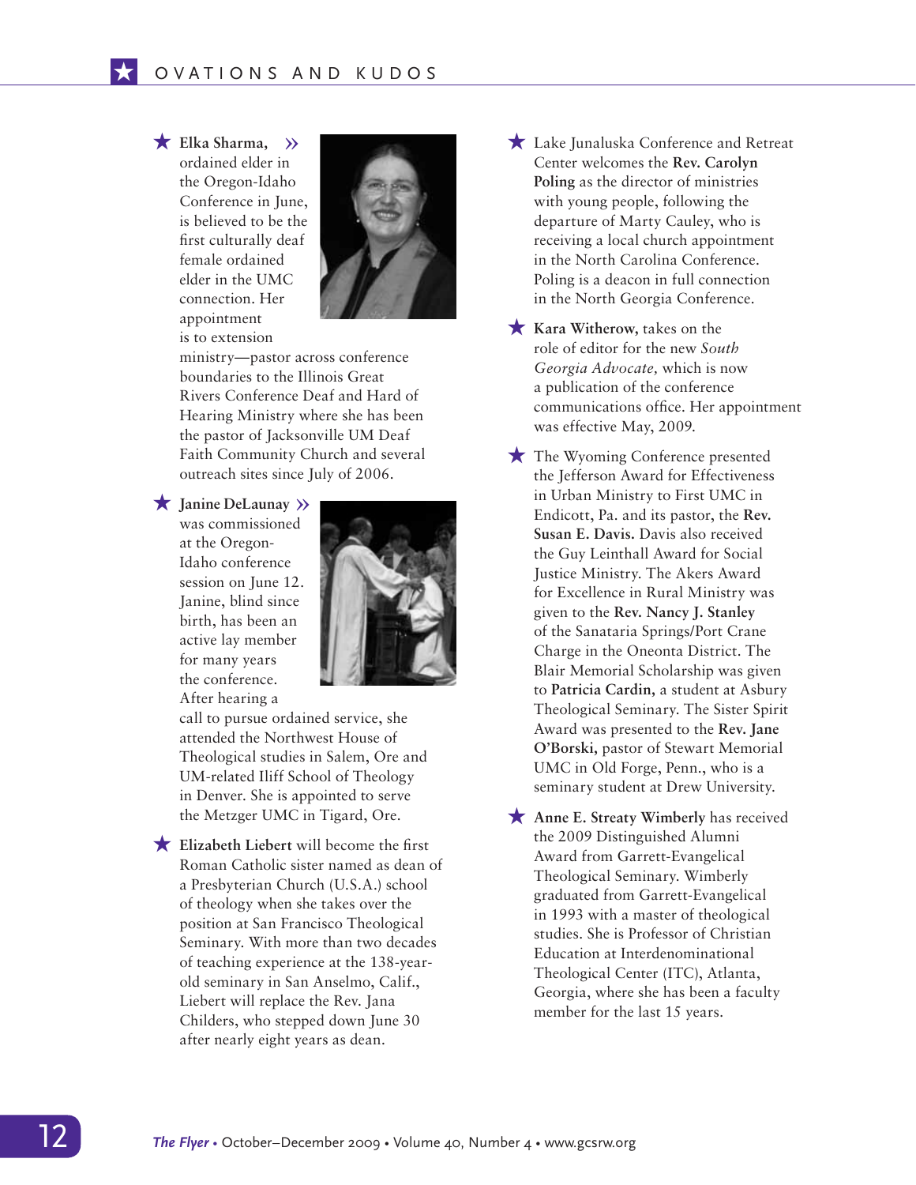## OVATIONS AND KUDOS

★ **Elka Sharma,** » ordained elder in the Oregon-Idaho Conference in June, is believed to be the first culturally deaf female ordained elder in the UMC connection. Her appointment is to extension ministry—pastor across conference boundaries to the Illinois Great Rivers Conference Deaf and Hard of Hearing Ministry where she has been the pastor of Jacksonville UM Deaf Faith Community Church and several outreach sites since July of 2006.

★ **Janine DeLaunay** » was commissioned at the Oregon-Idaho conference session on June 12. Janine, blind since birth, has been an active lay member for many years the conference. After hearing a call to pursue ordained service, she attended the Northwest House of Theological studies in Salem, Ore and UM-related Iliff School of Theology in Denver. She is appointed to serve the Metzger UMC in Tigard, Ore.

★ **Elizabeth Liebert** will become the first Roman Catholic sister named as dean of a Presbyterian Church (U.S.A.) school of theology when she takes over the position at San Francisco Theological Seminary. With more than two decades of teaching experience at the 138-year-old seminary in San Anselmo, Calif., Liebert will replace the Rev. Jana Childers, who stepped down June 30 after nearly eight years as dean.

★ Lake Junaluska Conference and Retreat Center welcomes the **Rev. Carolyn Poling** as the director of ministries with young people, following the departure of Marty Cauley, who is receiving a local church appointment in the North Carolina Conference. Poling is a deacon in full connection in the North Georgia Conference.

★ **Kara Witherow,** takes on the role of editor for the new *South Georgia Advocate,* which is now a publication of the conference communications office. Her appointment was effective May, 2009.

★ The Wyoming Conference presented the Jefferson Award for Effectiveness in Urban Ministry to First UMC in Endicott, Pa. and its pastor, the **Rev. Susan E. Davis.** Davis also received the Guy Leinthall Award for Social Justice Ministry. The Akers Award for Excellence in Rural Ministry was given to the **Rev. Nancy J. Stanley** of the Sanataria Springs/Port Crane Charge in the Oneonta District. The Blair Memorial Scholarship was given to **Patricia Cardin,** a student at Asbury Theological Seminary. The Sister Spirit Award was presented to the **Rev. Jane O'Borski,** pastor of Stewart Memorial UMC in Old Forge, Penn., who is a seminary student at Drew University.

★ **Anne E. Streaty Wimberly** has received the 2009 Distinguished Alumni Award from Garrett-Evangelical Theological Seminary. Wimberly graduated from Garrett-Evangelical in 1993 with a master of theological studies. She is Professor of Christian Education at Interdenominational Theological Center (ITC), Atlanta, Georgia, where she has been a faculty member for the last 15 years.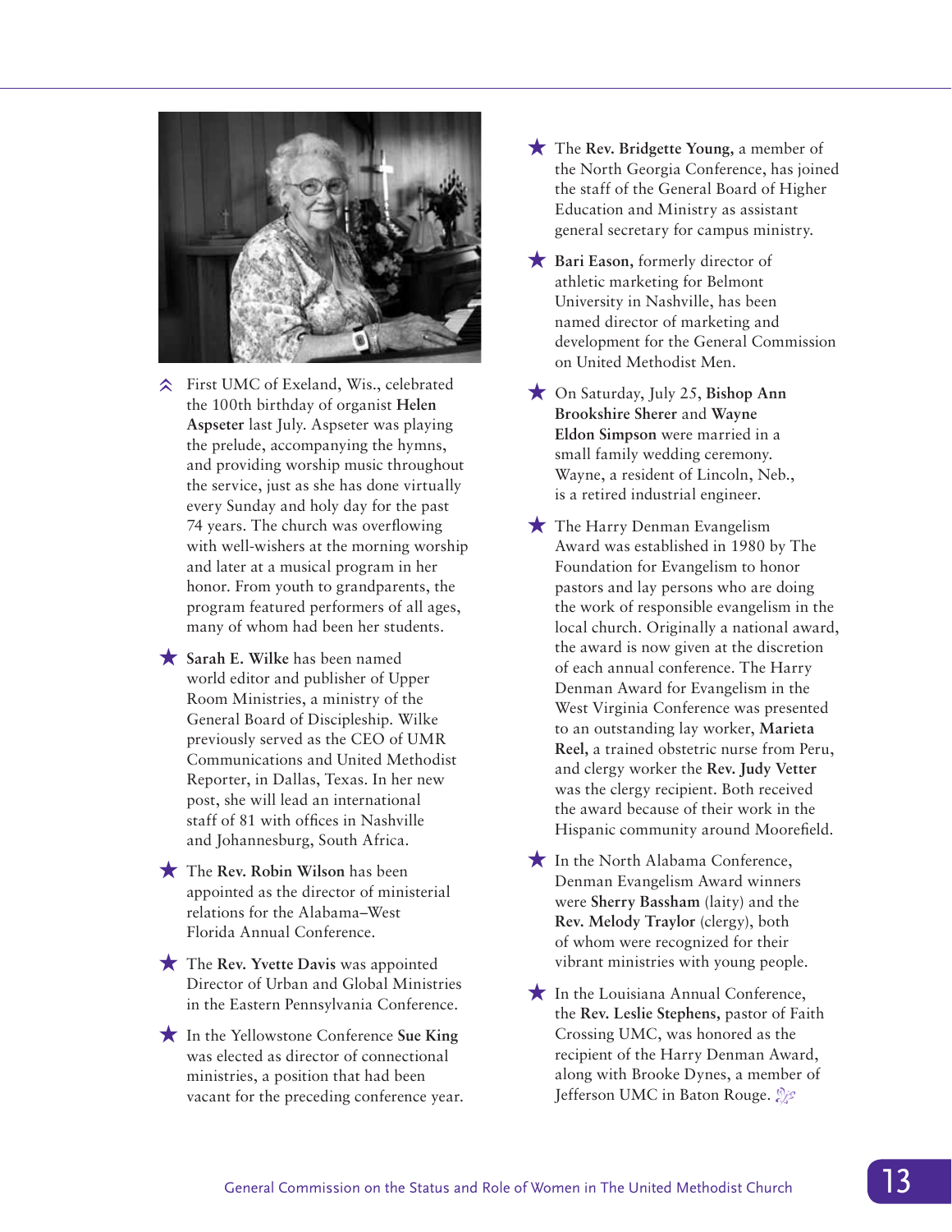- First UMC of Exeland, Wis., celebrated the 100th birthday of organist **Helen Aspseter** last July. Aspseter was playing the prelude, accompanying the hymns, and providing worship music throughout the service, just as she has done virtually every Sunday and holy day for the past 74 years. The church was overflowing with well-wishers at the morning worship and later at a musical program in her honor. From youth to grandparents, the program featured performers of all ages, many of whom had been her students.

- **Sarah E. Wilke** has been named world editor and publisher of Upper Room Ministries, a ministry of the General Board of Discipleship. Wilke previously served as the CEO of UMR Communications and United Methodist Reporter, in Dallas, Texas. In her new post, she will lead an international staff of 81 with offices in Nashville and Johannesburg, South Africa.

- The **Rev. Robin Wilson** has been appointed as the director of ministerial relations for the Alabama–West Florida Annual Conference.

- The **Rev. Yvette Davis** was appointed Director of Urban and Global Ministries in the Eastern Pennsylvania Conference.

- In the Yellowstone Conference **Sue King** was elected as director of connectional ministries, a position that had been vacant for the preceding conference year.

- The **Rev. Bridgette Young,** a member of the North Georgia Conference, has joined the staff of the General Board of Higher Education and Ministry as assistant general secretary for campus ministry.

- **Bari Eason,** formerly director of athletic marketing for Belmont University in Nashville, has been named director of marketing and development for the General Commission on United Methodist Men.

- On Saturday, July 25, **Bishop Ann Brookshire Sherer** and **Wayne Eldon Simpson** were married in a small family wedding ceremony. Wayne, a resident of Lincoln, Neb., is a retired industrial engineer.

- The Harry Denman Evangelism Award was established in 1980 by The Foundation for Evangelism to honor pastors and lay persons who are doing the work of responsible evangelism in the local church. Originally a national award, the award is now given at the discretion of each annual conference. The Harry Denman Award for Evangelism in the West Virginia Conference was presented to an outstanding lay worker, **Marieta Reel,** a trained obstetric nurse from Peru, and clergy worker the **Rev. Judy Vetter** was the clergy recipient. Both received the award because of their work in the Hispanic community around Moorefield.

- In the North Alabama Conference, Denman Evangelism Award winners were **Sherry Bassham** (laity) and the **Rev. Melody Traylor** (clergy), both of whom were recognized for their vibrant ministries with young people.

- In the Louisiana Annual Conference, the **Rev. Leslie Stephens,** pastor of Faith Crossing UMC, was honored as the recipient of the Harry Denman Award, along with Brooke Dynes, a member of Jefferson UMC in Baton Rouge.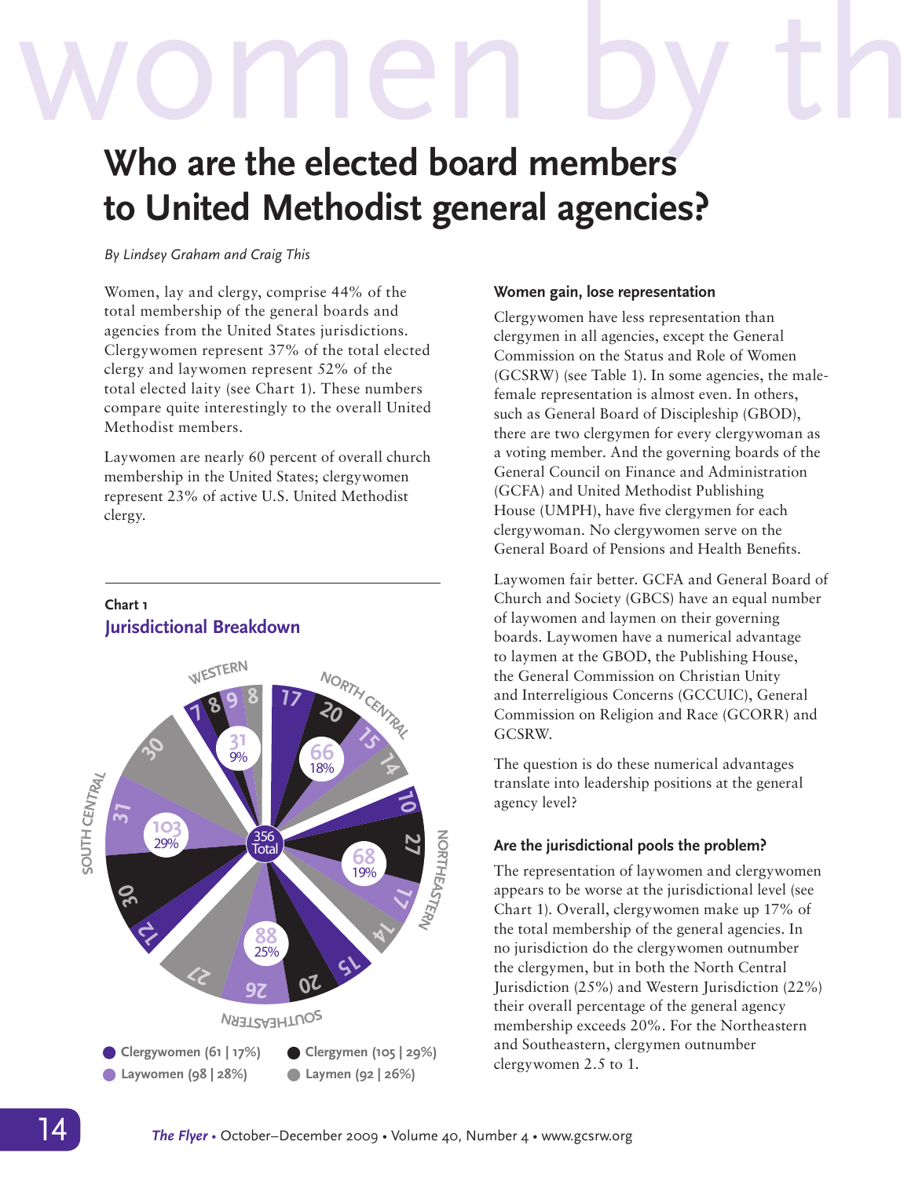# Who are the elected board members to United Methodist general agencies?

*By Lindsey Graham and Craig This*

Women, lay and clergy, comprise 44% of the total membership of the general boards and agencies from the United States jurisdictions. Clergywomen represent 37% of the total elected clergy and laywomen represent 52% of the total elected laity (see Chart 1). These numbers compare quite interestingly to the overall United Methodist members.

Laywomen are nearly 60 percent of overall church membership in the United States; clergywomen represent 23% of active U.S. United Methodist clergy.

**Chart 1**
**Jurisdictional Breakdown**

| Jurisdiction | Total | Clergywomen | Clergymen | Laywomen | Laymen |
|---|---|---|---|---|---|
| Western | 31 (9%) | 7 | 8 | 9 | 8 |
| North Central | 66 (18%) | 17 | 20 | 15 | 14 |
| Northeastern | 68 (19%) | 10 | 27 | 17 | 14 |
| Southeastern | 88 (25%) | 15 | 20 | 26 | 27 |
| South Central | 103 (29%) | 12 | 30 | 31 | 30 |
| **Total** | **356** | | | | |

Clergywomen (61 | 17%) Clergymen (105 | 29%) Laywomen (98 | 28%) Laymen (92 | 26%)

### Women gain, lose representation

Clergywomen have less representation than clergymen in all agencies, except the General Commission on the Status and Role of Women (GCSRW) (see Table 1). In some agencies, the male-female representation is almost even. In others, such as General Board of Discipleship (GBOD), there are two clergymen for every clergywoman as a voting member. And the governing boards of the General Council on Finance and Administration (GCFA) and United Methodist Publishing House (UMPH), have five clergymen for each clergywoman. No clergywomen serve on the General Board of Pensions and Health Benefits.

Laywomen fair better. GCFA and General Board of Church and Society (GBCS) have an equal number of laywomen and laymen on their governing boards. Laywomen have a numerical advantage to laymen at the GBOD, the Publishing House, the General Commission on Christian Unity and Interreligious Concerns (GCCUIC), General Commission on Religion and Race (GCORR) and GCSRW.

The question is do these numerical advantages translate into leadership positions at the general agency level?

### Are the jurisdictional pools the problem?

The representation of laywomen and clergywomen appears to be worse at the jurisdictional level (see Chart 1). Overall, clergywomen make up 17% of the total membership of the general agencies. In no jurisdiction do the clergywomen outnumber the clergymen, but in both the North Central Jurisdiction (25%) and Western Jurisdiction (22%) their overall percentage of the general agency membership exceeds 20%. For the Northeastern and Southeastern, clergymen outnumber clergywomen 2.5 to 1.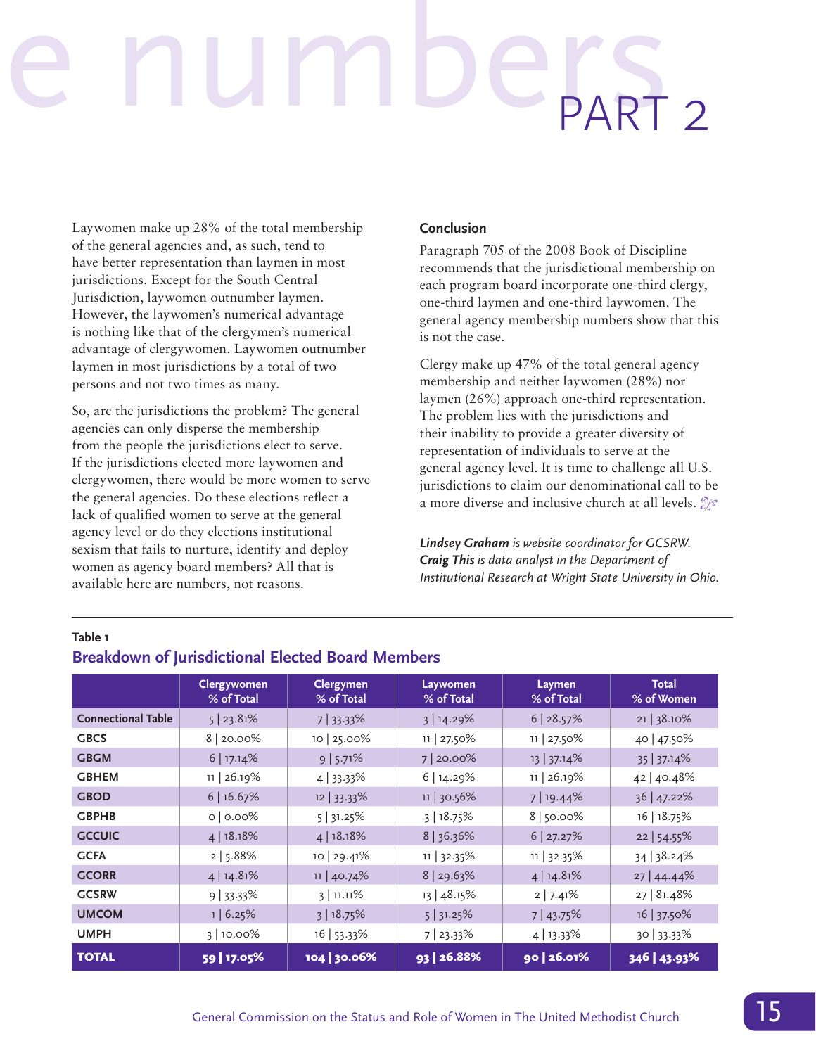# e numbers PART 2

Laywomen make up 28% of the total membership of the general agencies and, as such, tend to have better representation than laymen in most jurisdictions. Except for the South Central Jurisdiction, laywomen outnumber laymen. However, the laywomen's numerical advantage is nothing like that of the clergymen's numerical advantage of clergywomen. Laywomen outnumber laymen in most jurisdictions by a total of two persons and not two times as many.

So, are the jurisdictions the problem? The general agencies can only disperse the membership from the people the jurisdictions elect to serve. If the jurisdictions elected more laywomen and clergywomen, there would be more women to serve the general agencies. Do these elections reflect a lack of qualified women to serve at the general agency level or do they elections institutional sexism that fails to nurture, identify and deploy women as agency board members? All that is available here are numbers, not reasons.

**Conclusion**

Paragraph 705 of the 2008 Book of Discipline recommends that the jurisdictional membership on each program board incorporate one-third clergy, one-third laymen and one-third laywomen. The general agency membership numbers show that this is not the case.

Clergy make up 47% of the total general agency membership and neither laywomen (28%) nor laymen (26%) approach one-third representation. The problem lies with the jurisdictions and their inability to provide a greater diversity of representation of individuals to serve at the general agency level. It is time to challenge all U.S. jurisdictions to claim our denominational call to be a more diverse and inclusive church at all levels.

***Lindsey Graham** is website coordinator for GCSRW.*
***Craig This** is data analyst in the Department of Institutional Research at Wright State University in Ohio.*

**Table 1**

### Breakdown of Jurisdictional Elected Board Members

| | Clergywomen % of Total | Clergymen % of Total | Laywomen % of Total | Laymen % of Total | Total % of Women |
|---|---|---|---|---|---|
| **Connectional Table** | 5 \| 23.81% | 7 \| 33.33% | 3 \| 14.29% | 6 \| 28.57% | 21 \| 38.10% |
| **GBCS** | 8 \| 20.00% | 10 \| 25.00% | 11 \| 27.50% | 11 \| 27.50% | 40 \| 47.50% |
| **GBGM** | 6 \| 17.14% | 9 \| 5.71% | 7 \| 20.00% | 13 \| 37.14% | 35 \| 37.14% |
| **GBHEM** | 11 \| 26.19% | 4 \| 33.33% | 6 \| 14.29% | 11 \| 26.19% | 42 \| 40.48% |
| **GBOD** | 6 \| 16.67% | 12 \| 33.33% | 11 \| 30.56% | 7 \| 19.44% | 36 \| 47.22% |
| **GBPHB** | 0 \| 0.00% | 5 \| 31.25% | 3 \| 18.75% | 8 \| 50.00% | 16 \| 18.75% |
| **GCCUIC** | 4 \| 18.18% | 4 \| 18.18% | 8 \| 36.36% | 6 \| 27.27% | 22 \| 54.55% |
| **GCFA** | 2 \| 5.88% | 10 \| 29.41% | 11 \| 32.35% | 11 \| 32.35% | 34 \| 38.24% |
| **GCORR** | 4 \| 14.81% | 11 \| 40.74% | 8 \| 29.63% | 4 \| 14.81% | 27 \| 44.44% |
| **GCSRW** | 9 \| 33.33% | 3 \| 11.11% | 13 \| 48.15% | 2 \| 7.41% | 27 \| 81.48% |
| **UMCOM** | 1 \| 6.25% | 3 \| 18.75% | 5 \| 31.25% | 7 \| 43.75% | 16 \| 37.50% |
| **UMPH** | 3 \| 10.00% | 16 \| 53.33% | 7 \| 23.33% | 4 \| 13.33% | 30 \| 33.33% |
| **TOTAL** | **59 \| 17.05%** | **104 \| 30.06%** | **93 \| 26.88%** | **90 \| 26.01%** | **346 \| 43.93%** |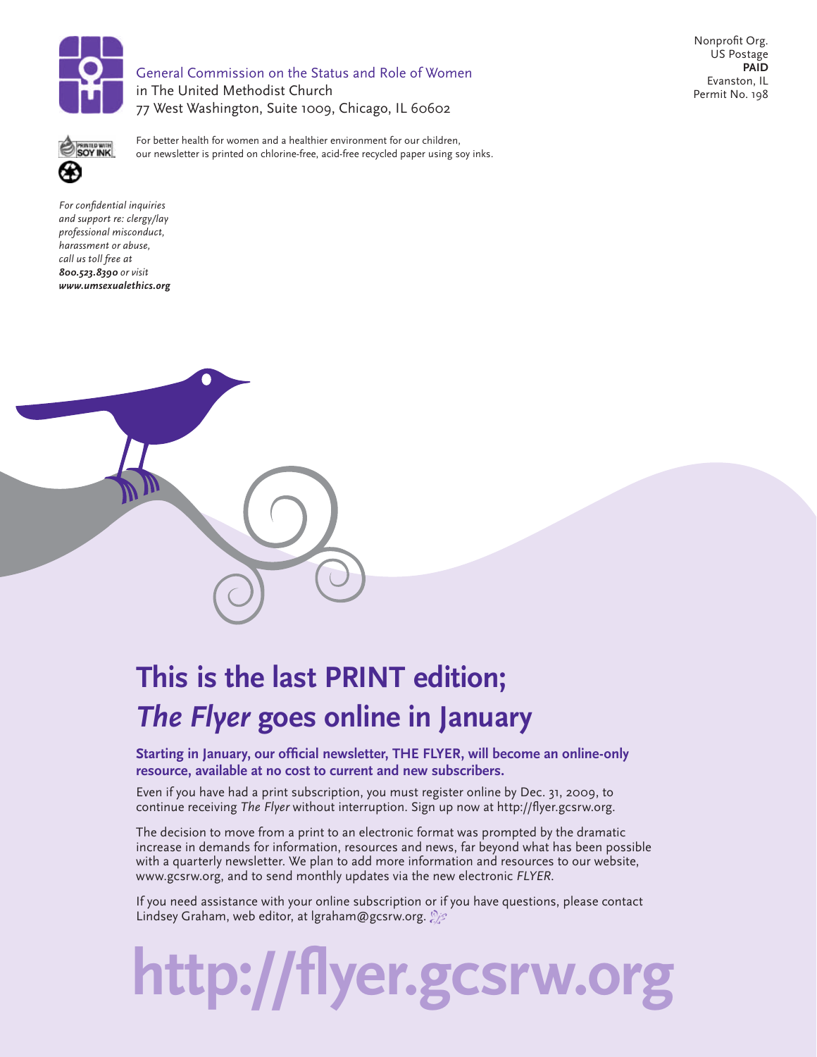General Commission on the Status and Role of Women
in The United Methodist Church
77 West Washington, Suite 1009, Chicago, IL 60602

Nonprofit Org.
US Postage
**PAID**
Evanston, IL
Permit No. 198

For better health for women and a healthier environment for our children, our newsletter is printed on chlorine-free, acid-free recycled paper using soy inks.

*For confidential inquiries and support re: clergy/lay professional misconduct, harassment or abuse, call us toll free at* ***800.523.8390*** *or visit* ***www.umsexualethics.org***

# This is the last PRINT edition; *The Flyer* goes online in January

**Starting in January, our official newsletter, THE FLYER, will become an online-only resource, available at no cost to current and new subscribers.**

Even if you have had a print subscription, you must register online by Dec. 31, 2009, to continue receiving *The Flyer* without interruption. Sign up now at http://flyer.gcsrw.org.

The decision to move from a print to an electronic format was prompted by the dramatic increase in demands for information, resources and news, far beyond what has been possible with a quarterly newsletter. We plan to add more information and resources to our website, www.gcsrw.org, and to send monthly updates via the new electronic *FLYER*.

If you need assistance with your online subscription or if you have questions, please contact Lindsey Graham, web editor, at lgraham@gcsrw.org.

# http://flyer.gcsrw.org